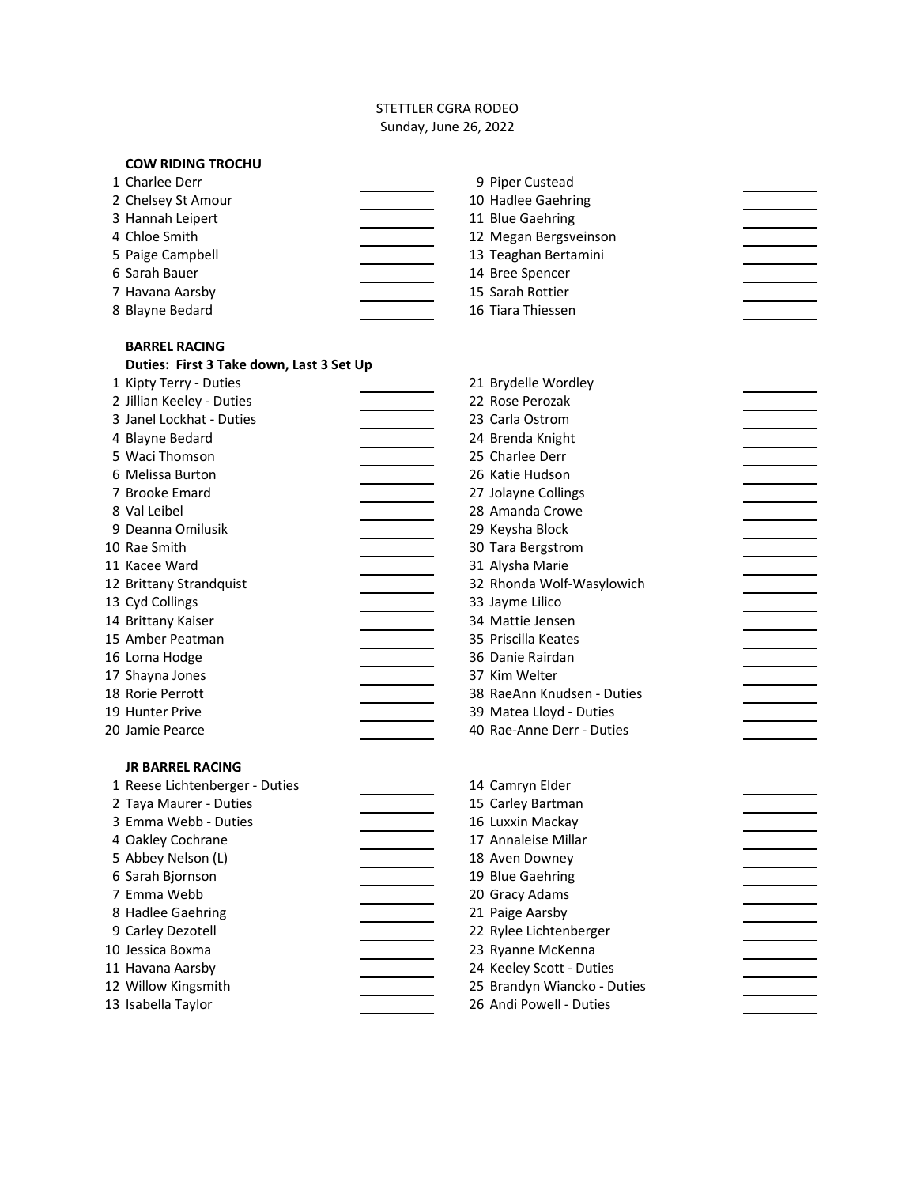STETTLER CGRA RODEO

Sunday, June 26, 2022

**COW RIDING TROCHU**

1 Charlee Derr
2 Chelsey St Amour
3 Hannah Leipert
4 Chloe Smith
5 Paige Campbell
6 Sarah Bauer
7 Havana Aarsby
8 Blayne Bedard
9 Piper Custead
10 Hadlee Gaehring
11 Blue Gaehring
12 Megan Bergsveinson
13 Teaghan Bertamini
14 Bree Spencer
15 Sarah Rottier
16 Tiara Thiessen

**BARREL RACING**

**Duties: First 3 Take down, Last 3 Set Up**

1 Kipty Terry - Duties
2 Jillian Keeley - Duties
3 Janel Lockhat - Duties
4 Blayne Bedard
5 Waci Thomson
6 Melissa Burton
7 Brooke Emard
8 Val Leibel
9 Deanna Omilusik
10 Rae Smith
11 Kacee Ward
12 Brittany Strandquist
13 Cyd Collings
14 Brittany Kaiser
15 Amber Peatman
16 Lorna Hodge
17 Shayna Jones
18 Rorie Perrott
19 Hunter Prive
20 Jamie Pearce
21 Brydelle Wordley
22 Rose Perozak
23 Carla Ostrom
24 Brenda Knight
25 Charlee Derr
26 Katie Hudson
27 Jolayne Collings
28 Amanda Crowe
29 Keysha Block
30 Tara Bergstrom
31 Alysha Marie
32 Rhonda Wolf-Wasylowich
33 Jayme Lilico
34 Mattie Jensen
35 Priscilla Keates
36 Danie Rairdan
37 Kim Welter
38 RaeAnn Knudsen - Duties
39 Matea Lloyd - Duties
40 Rae-Anne Derr - Duties

**JR BARREL RACING**

1 Reese Lichtenberger - Duties
2 Taya Maurer - Duties
3 Emma Webb - Duties
4 Oakley Cochrane
5 Abbey Nelson (L)
6 Sarah Bjornson
7 Emma Webb
8 Hadlee Gaehring
9 Carley Dezotell
10 Jessica Boxma
11 Havana Aarsby
12 Willow Kingsmith
13 Isabella Taylor
14 Camryn Elder
15 Carley Bartman
16 Luxxin Mackay
17 Annaleise Millar
18 Aven Downey
19 Blue Gaehring
20 Gracy Adams
21 Paige Aarsby
22 Rylee Lichtenberger
23 Ryanne McKenna
24 Keeley Scott - Duties
25 Brandyn Wiancko - Duties
26 Andi Powell - Duties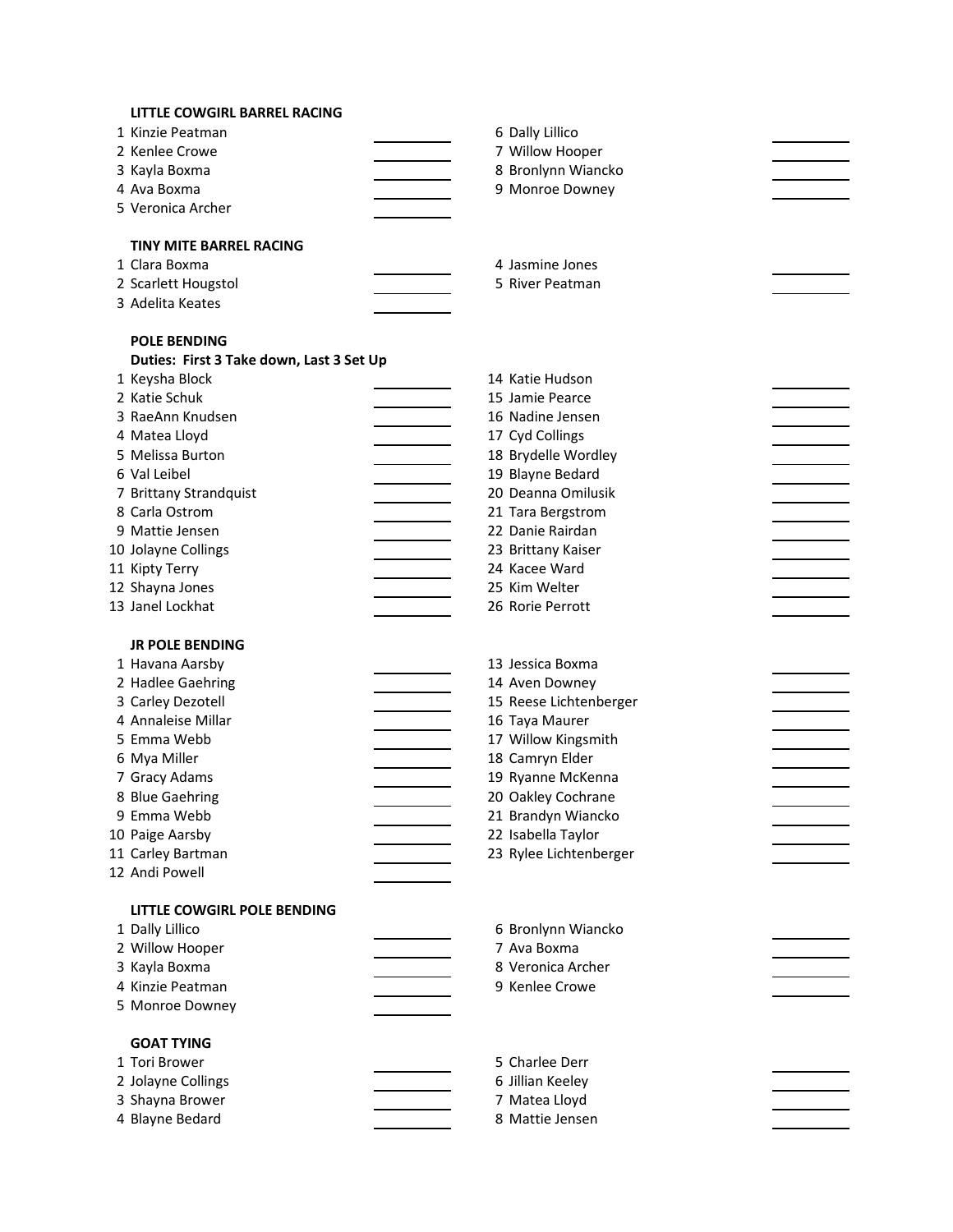**LITTLE COWGIRL BARREL RACING**

1 Kinzie Peatman
2 Kenlee Crowe
3 Kayla Boxma
4 Ava Boxma
5 Veronica Archer
6 Dally Lillico
7 Willow Hooper
8 Bronlynn Wiancko
9 Monroe Downey

**TINY MITE BARREL RACING**

1 Clara Boxma
2 Scarlett Hougstol
3 Adelita Keates
4 Jasmine Jones
5 River Peatman

**POLE BENDING**

**Duties: First 3 Take down, Last 3 Set Up**

1 Keysha Block
2 Katie Schuk
3 RaeAnn Knudsen
4 Matea Lloyd
5 Melissa Burton
6 Val Leibel
7 Brittany Strandquist
8 Carla Ostrom
9 Mattie Jensen
10 Jolayne Collings
11 Kipty Terry
12 Shayna Jones
13 Janel Lockhat
14 Katie Hudson
15 Jamie Pearce
16 Nadine Jensen
17 Cyd Collings
18 Brydelle Wordley
19 Blayne Bedard
20 Deanna Omilusik
21 Tara Bergstrom
22 Danie Rairdan
23 Brittany Kaiser
24 Kacee Ward
25 Kim Welter
26 Rorie Perrott

**JR POLE BENDING**

1 Havana Aarsby
2 Hadlee Gaehring
3 Carley Dezotell
4 Annaleise Millar
5 Emma Webb
6 Mya Miller
7 Gracy Adams
8 Blue Gaehring
9 Emma Webb
10 Paige Aarsby
11 Carley Bartman
12 Andi Powell
13 Jessica Boxma
14 Aven Downey
15 Reese Lichtenberger
16 Taya Maurer
17 Willow Kingsmith
18 Camryn Elder
19 Ryanne McKenna
20 Oakley Cochrane
21 Brandyn Wiancko
22 Isabella Taylor
23 Rylee Lichtenberger

**LITTLE COWGIRL POLE BENDING**

1 Dally Lillico
2 Willow Hooper
3 Kayla Boxma
4 Kinzie Peatman
5 Monroe Downey
6 Bronlynn Wiancko
7 Ava Boxma
8 Veronica Archer
9 Kenlee Crowe

**GOAT TYING**

1 Tori Brower
2 Jolayne Collings
3 Shayna Brower
4 Blayne Bedard
5 Charlee Derr
6 Jillian Keeley
7 Matea Lloyd
8 Mattie Jensen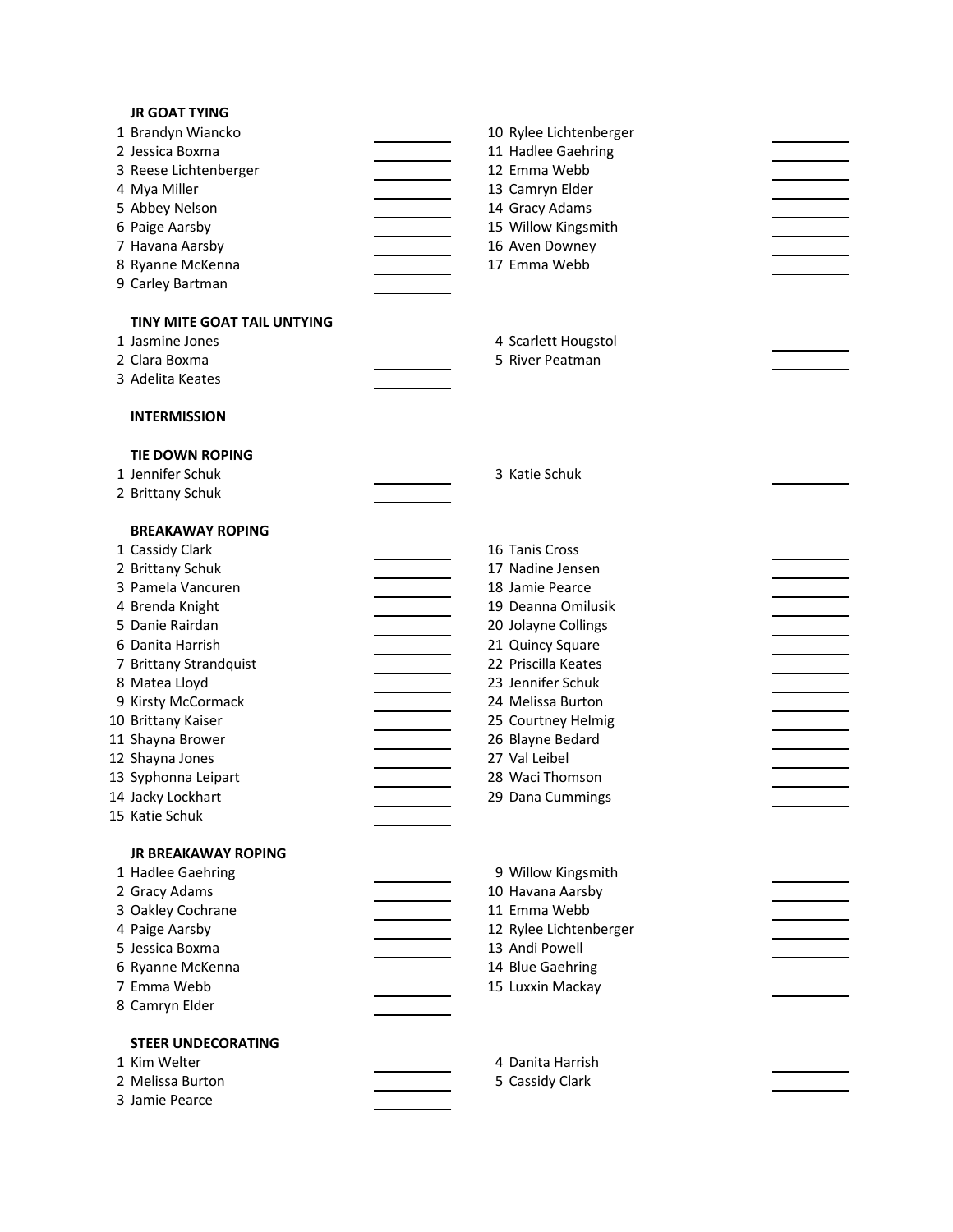**JR GOAT TYING**

1 Brandyn Wiancko
2 Jessica Boxma
3 Reese Lichtenberger
4 Mya Miller
5 Abbey Nelson
6 Paige Aarsby
7 Havana Aarsby
8 Ryanne McKenna
9 Carley Bartman
10 Rylee Lichtenberger
11 Hadlee Gaehring
12 Emma Webb
13 Camryn Elder
14 Gracy Adams
15 Willow Kingsmith
16 Aven Downey
17 Emma Webb

**TINY MITE GOAT TAIL UNTYING**

1 Jasmine Jones
2 Clara Boxma
3 Adelita Keates
4 Scarlett Hougstol
5 River Peatman

**INTERMISSION**

**TIE DOWN ROPING**

1 Jennifer Schuk
2 Brittany Schuk
3 Katie Schuk

**BREAKAWAY ROPING**

1 Cassidy Clark
2 Brittany Schuk
3 Pamela Vancuren
4 Brenda Knight
5 Danie Rairdan
6 Danita Harrish
7 Brittany Strandquist
8 Matea Lloyd
9 Kirsty McCormack
10 Brittany Kaiser
11 Shayna Brower
12 Shayna Jones
13 Syphonna Leipart
14 Jacky Lockhart
15 Katie Schuk
16 Tanis Cross
17 Nadine Jensen
18 Jamie Pearce
19 Deanna Omilusik
20 Jolayne Collings
21 Quincy Square
22 Priscilla Keates
23 Jennifer Schuk
24 Melissa Burton
25 Courtney Helmig
26 Blayne Bedard
27 Val Leibel
28 Waci Thomson
29 Dana Cummings

**JR BREAKAWAY ROPING**

1 Hadlee Gaehring
2 Gracy Adams
3 Oakley Cochrane
4 Paige Aarsby
5 Jessica Boxma
6 Ryanne McKenna
7 Emma Webb
8 Camryn Elder
9 Willow Kingsmith
10 Havana Aarsby
11 Emma Webb
12 Rylee Lichtenberger
13 Andi Powell
14 Blue Gaehring
15 Luxxin Mackay

**STEER UNDECORATING**

1 Kim Welter
2 Melissa Burton
3 Jamie Pearce
4 Danita Harrish
5 Cassidy Clark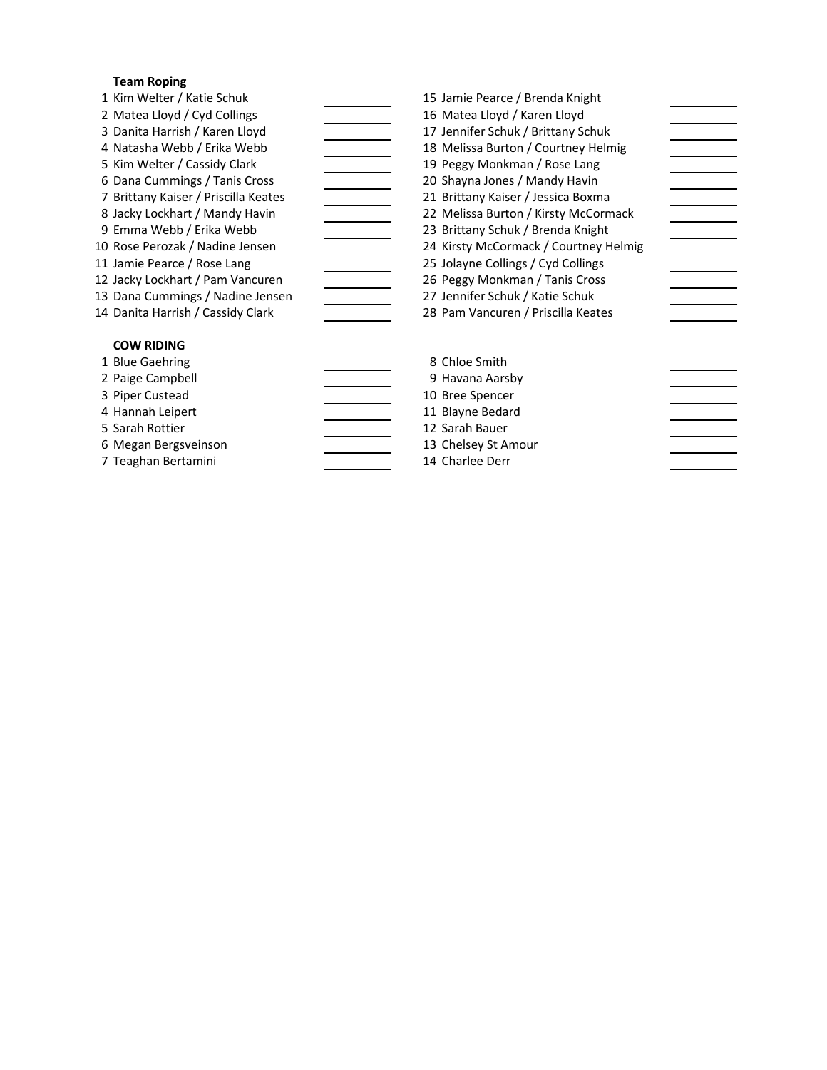### Team Roping

1. Kim Welter / Katie Schuk
2. Matea Lloyd / Cyd Collings
3. Danita Harrish / Karen Lloyd
4. Natasha Webb / Erika Webb
5. Kim Welter / Cassidy Clark
6. Dana Cummings / Tanis Cross
7. Brittany Kaiser / Priscilla Keates
8. Jacky Lockhart / Mandy Havin
9. Emma Webb / Erika Webb
10. Rose Perozak / Nadine Jensen
11. Jamie Pearce / Rose Lang
12. Jacky Lockhart / Pam Vancuren
13. Dana Cummings / Nadine Jensen
14. Danita Harrish / Cassidy Clark
15. Jamie Pearce / Brenda Knight
16. Matea Lloyd / Karen Lloyd
17. Jennifer Schuk / Brittany Schuk
18. Melissa Burton / Courtney Helmig
19. Peggy Monkman / Rose Lang
20. Shayna Jones / Mandy Havin
21. Brittany Kaiser / Jessica Boxma
22. Melissa Burton / Kirsty McCormack
23. Brittany Schuk / Brenda Knight
24. Kirsty McCormack / Courtney Helmig
25. Jolayne Collings / Cyd Collings
26. Peggy Monkman / Tanis Cross
27. Jennifer Schuk / Katie Schuk
28. Pam Vancuren / Priscilla Keates

### COW RIDING

1. Blue Gaehring
2. Paige Campbell
3. Piper Custead
4. Hannah Leipert
5. Sarah Rottier
6. Megan Bergsveinson
7. Teaghan Bertamini
8. Chloe Smith
9. Havana Aarsby
10. Bree Spencer
11. Blayne Bedard
12. Sarah Bauer
13. Chelsey St Amour
14. Charlee Derr